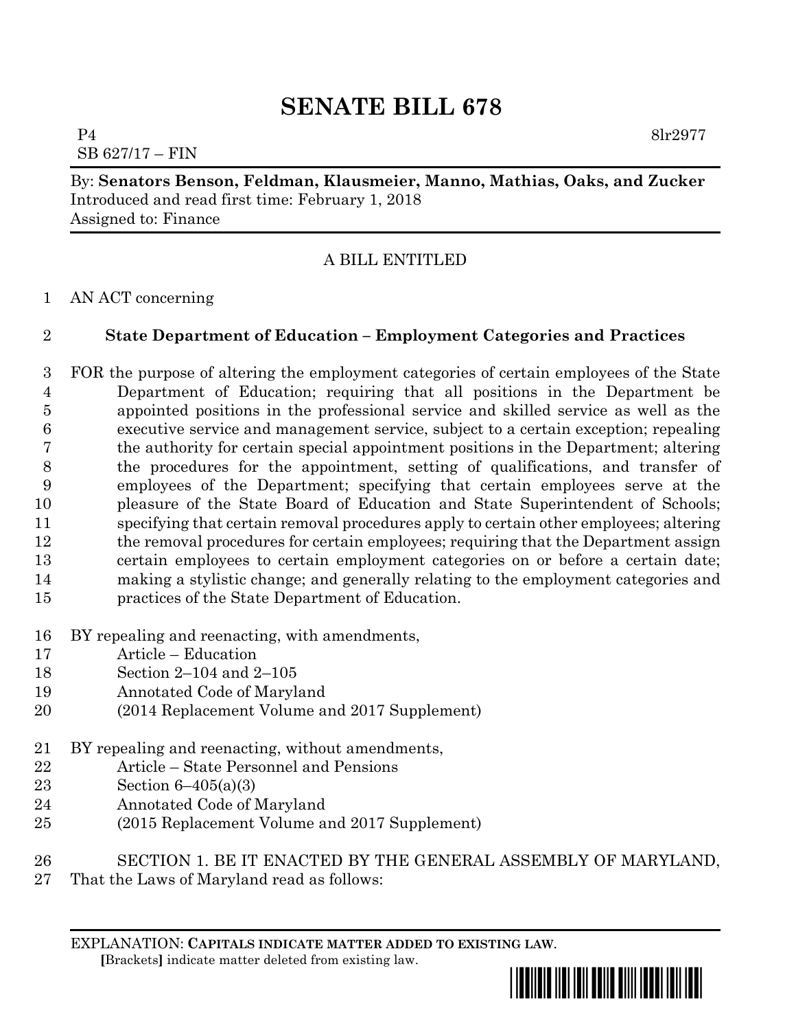# SENATE BILL 678

P4 8lr2977
SB 627/17 – FIN

By: **Senators Benson, Feldman, Klausmeier, Manno, Mathias, Oaks, and Zucker**
Introduced and read first time: February 1, 2018
Assigned to: Finance

A BILL ENTITLED

1 AN ACT concerning

2 **State Department of Education – Employment Categories and Practices**

3 FOR the purpose of altering the employment categories of certain employees of the State
4 Department of Education; requiring that all positions in the Department be
5 appointed positions in the professional service and skilled service as well as the
6 executive service and management service, subject to a certain exception; repealing
7 the authority for certain special appointment positions in the Department; altering
8 the procedures for the appointment, setting of qualifications, and transfer of
9 employees of the Department; specifying that certain employees serve at the
10 pleasure of the State Board of Education and State Superintendent of Schools;
11 specifying that certain removal procedures apply to certain other employees; altering
12 the removal procedures for certain employees; requiring that the Department assign
13 certain employees to certain employment categories on or before a certain date;
14 making a stylistic change; and generally relating to the employment categories and
15 practices of the State Department of Education.

16 BY repealing and reenacting, with amendments,
17 Article – Education
18 Section 2–104 and 2–105
19 Annotated Code of Maryland
20 (2014 Replacement Volume and 2017 Supplement)

21 BY repealing and reenacting, without amendments,
22 Article – State Personnel and Pensions
23 Section 6–405(a)(3)
24 Annotated Code of Maryland
25 (2015 Replacement Volume and 2017 Supplement)

26 SECTION 1. BE IT ENACTED BY THE GENERAL ASSEMBLY OF MARYLAND,
27 That the Laws of Maryland read as follows:

EXPLANATION: **CAPITALS INDICATE MATTER ADDED TO EXISTING LAW.**
**[**Brackets**]** indicate matter deleted from existing law.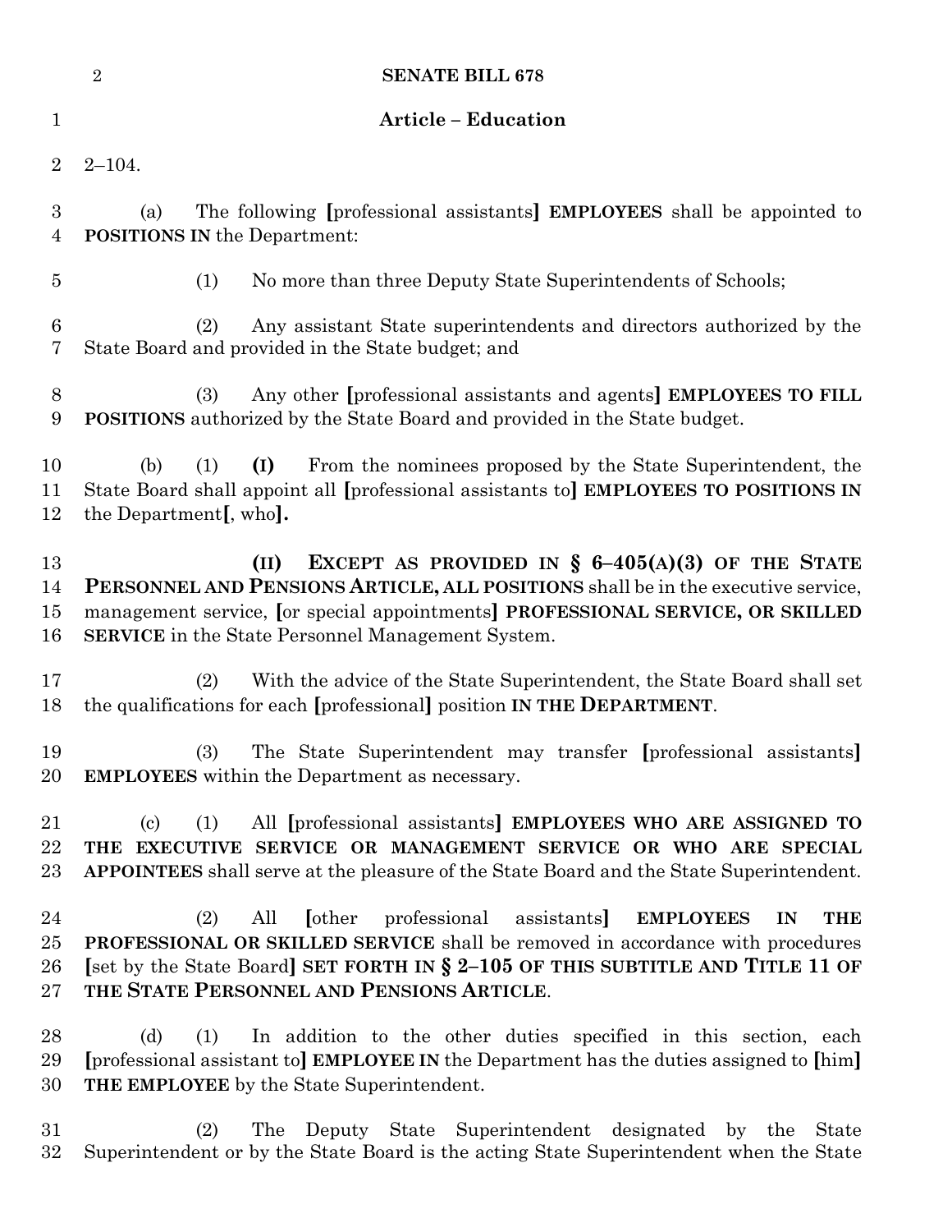## Article – Education

2–104.

(a) The following [professional assistants] **EMPLOYEES** shall be appointed to **POSITIONS IN** the Department:

(1) No more than three Deputy State Superintendents of Schools;

(2) Any assistant State superintendents and directors authorized by the State Board and provided in the State budget; and

(3) Any other [professional assistants and agents] **EMPLOYEES TO FILL POSITIONS** authorized by the State Board and provided in the State budget.

(b) (1) **(I)** From the nominees proposed by the State Superintendent, the State Board shall appoint all [professional assistants to] **EMPLOYEES TO POSITIONS IN** the Department[, who]**.**

**(II) EXCEPT AS PROVIDED IN § 6–405(A)(3) OF THE STATE PERSONNEL AND PENSIONS ARTICLE, ALL POSITIONS** shall be in the executive service, management service, [or special appointments] **PROFESSIONAL SERVICE, OR SKILLED SERVICE** in the State Personnel Management System.

(2) With the advice of the State Superintendent, the State Board shall set the qualifications for each [professional] position **IN THE DEPARTMENT**.

(3) The State Superintendent may transfer [professional assistants] **EMPLOYEES** within the Department as necessary.

(c) (1) All [professional assistants] **EMPLOYEES WHO ARE ASSIGNED TO THE EXECUTIVE SERVICE OR MANAGEMENT SERVICE OR WHO ARE SPECIAL APPOINTEES** shall serve at the pleasure of the State Board and the State Superintendent.

(2) All [other professional assistants] **EMPLOYEES IN THE PROFESSIONAL OR SKILLED SERVICE** shall be removed in accordance with procedures [set by the State Board] **SET FORTH IN § 2–105 OF THIS SUBTITLE AND TITLE 11 OF THE STATE PERSONNEL AND PENSIONS ARTICLE**.

(d) (1) In addition to the other duties specified in this section, each [professional assistant to] **EMPLOYEE IN** the Department has the duties assigned to [him] **THE EMPLOYEE** by the State Superintendent.

(2) The Deputy State Superintendent designated by the State Superintendent or by the State Board is the acting State Superintendent when the State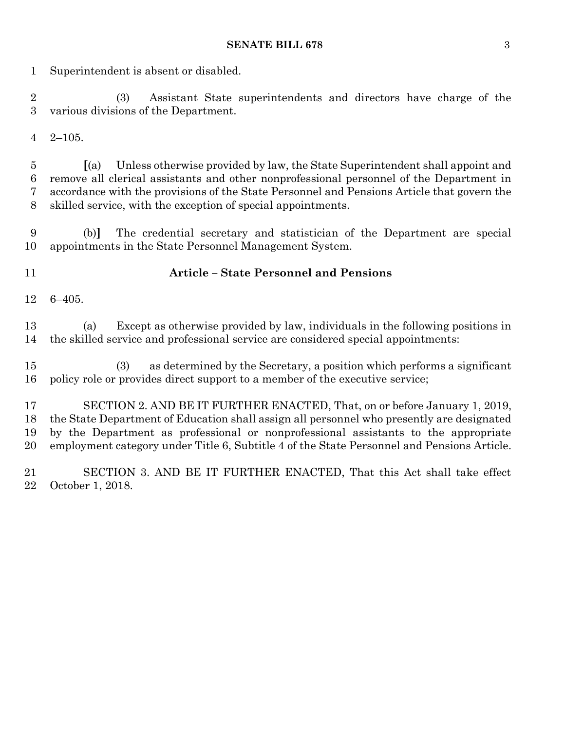Superintendent is absent or disabled.

(3) Assistant State superintendents and directors have charge of the various divisions of the Department.

2–105.

[(a) Unless otherwise provided by law, the State Superintendent shall appoint and remove all clerical assistants and other nonprofessional personnel of the Department in accordance with the provisions of the State Personnel and Pensions Article that govern the skilled service, with the exception of special appointments.

(b)] The credential secretary and statistician of the Department are special appointments in the State Personnel Management System.

**Article – State Personnel and Pensions**

6–405.

(a) Except as otherwise provided by law, individuals in the following positions in the skilled service and professional service are considered special appointments:

(3) as determined by the Secretary, a position which performs a significant policy role or provides direct support to a member of the executive service;

SECTION 2. AND BE IT FURTHER ENACTED, That, on or before January 1, 2019, the State Department of Education shall assign all personnel who presently are designated by the Department as professional or nonprofessional assistants to the appropriate employment category under Title 6, Subtitle 4 of the State Personnel and Pensions Article.

SECTION 3. AND BE IT FURTHER ENACTED, That this Act shall take effect October 1, 2018.